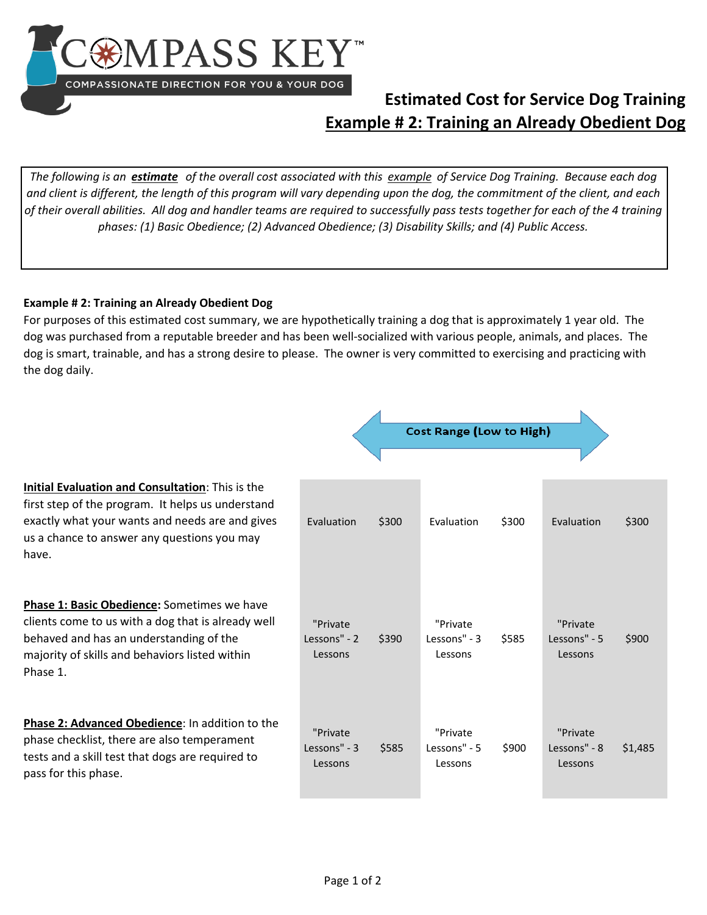COMPASS KEY™

COMPASSIONATE DIRECTION FOR YOU & YOUR DOG

# Estimated Cost for Service Dog Training

## Example # 2: Training an Already Obedient Dog

*The following is an* ***estimate*** *of the overall cost associated with this* *example* *of Service Dog Training. Because each dog and client is different, the length of this program will vary depending upon the dog, the commitment of the client, and each of their overall abilities. All dog and handler teams are required to successfully pass tests together for each of the 4 training phases: (1) Basic Obedience; (2) Advanced Obedience; (3) Disability Skills; and (4) Public Access.*

**Example # 2: Training an Already Obedient Dog**

For purposes of this estimated cost summary, we are hypothetically training a dog that is approximately 1 year old. The dog was purchased from a reputable breeder and has been well-socialized with various people, animals, and places. The dog is smart, trainable, and has a strong desire to please. The owner is very committed to exercising and practicing with the dog daily.

**Cost Range (Low to High)**

| Phase | Low | | Mid | | High | |
|---|---|---|---|---|---|---|
| **Initial Evaluation and Consultation**: This is the first step of the program. It helps us understand exactly what your wants and needs are and gives us a chance to answer any questions you may have. | Evaluation | $300 | Evaluation | $300 | Evaluation | $300 |
| **Phase 1: Basic Obedience:** Sometimes we have clients come to us with a dog that is already well behaved and has an understanding of the majority of skills and behaviors listed within Phase 1. | "Private Lessons" - 2 Lessons | $390 | "Private Lessons" - 3 Lessons | $585 | "Private Lessons" - 5 Lessons | $900 |
| **Phase 2: Advanced Obedience**: In addition to the phase checklist, there are also temperament tests and a skill test that dogs are required to pass for this phase. | "Private Lessons" - 3 Lessons | $585 | "Private Lessons" - 5 Lessons | $900 | "Private Lessons" - 8 Lessons | $1,485 |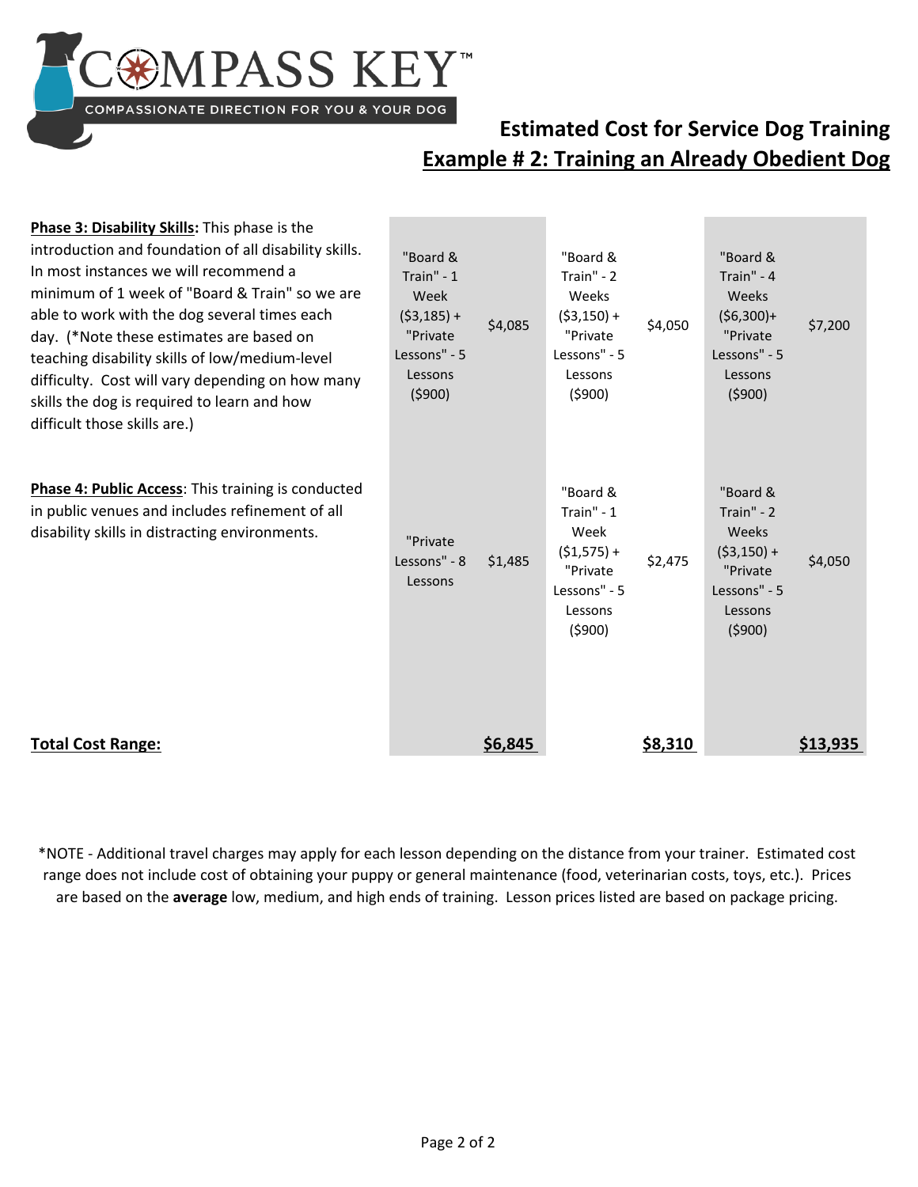COMPASS KEY™

COMPASSIONATE DIRECTION FOR YOU & YOUR DOG

## Estimated Cost for Service Dog Training

## Example # 2: Training an Already Obedient Dog

| | | | | | | |
|---|---|---|---|---|---|---|
| **Phase 3: Disability Skills:** This phase is the introduction and foundation of all disability skills. In most instances we will recommend a minimum of 1 week of "Board & Train" so we are able to work with the dog several times each day. (*Note these estimates are based on teaching disability skills of low/medium-level difficulty. Cost will vary depending on how many skills the dog is required to learn and how difficult those skills are.) | "Board & Train" - 1 Week ($3,185) + "Private Lessons" - 5 Lessons ($900) | $4,085 | "Board & Train" - 2 Weeks ($3,150) + "Private Lessons" - 5 Lessons ($900) | $4,050 | "Board & Train" - 4 Weeks ($6,300)+ "Private Lessons" - 5 Lessons ($900) | $7,200 |
| **Phase 4: Public Access**: This training is conducted in public venues and includes refinement of all disability skills in distracting environments. | "Private Lessons" - 8 Lessons | $1,485 | "Board & Train" - 1 Week ($1,575) + "Private Lessons" - 5 Lessons ($900) | $2,475 | "Board & Train" - 2 Weeks ($3,150) + "Private Lessons" - 5 Lessons ($900) | $4,050 |
| **Total Cost Range:** | | **$6,845** | | **$8,310** | | **$13,935** |

*NOTE - Additional travel charges may apply for each lesson depending on the distance from your trainer. Estimated cost range does not include cost of obtaining your puppy or general maintenance (food, veterinarian costs, toys, etc.). Prices are based on the **average** low, medium, and high ends of training. Lesson prices listed are based on package pricing.